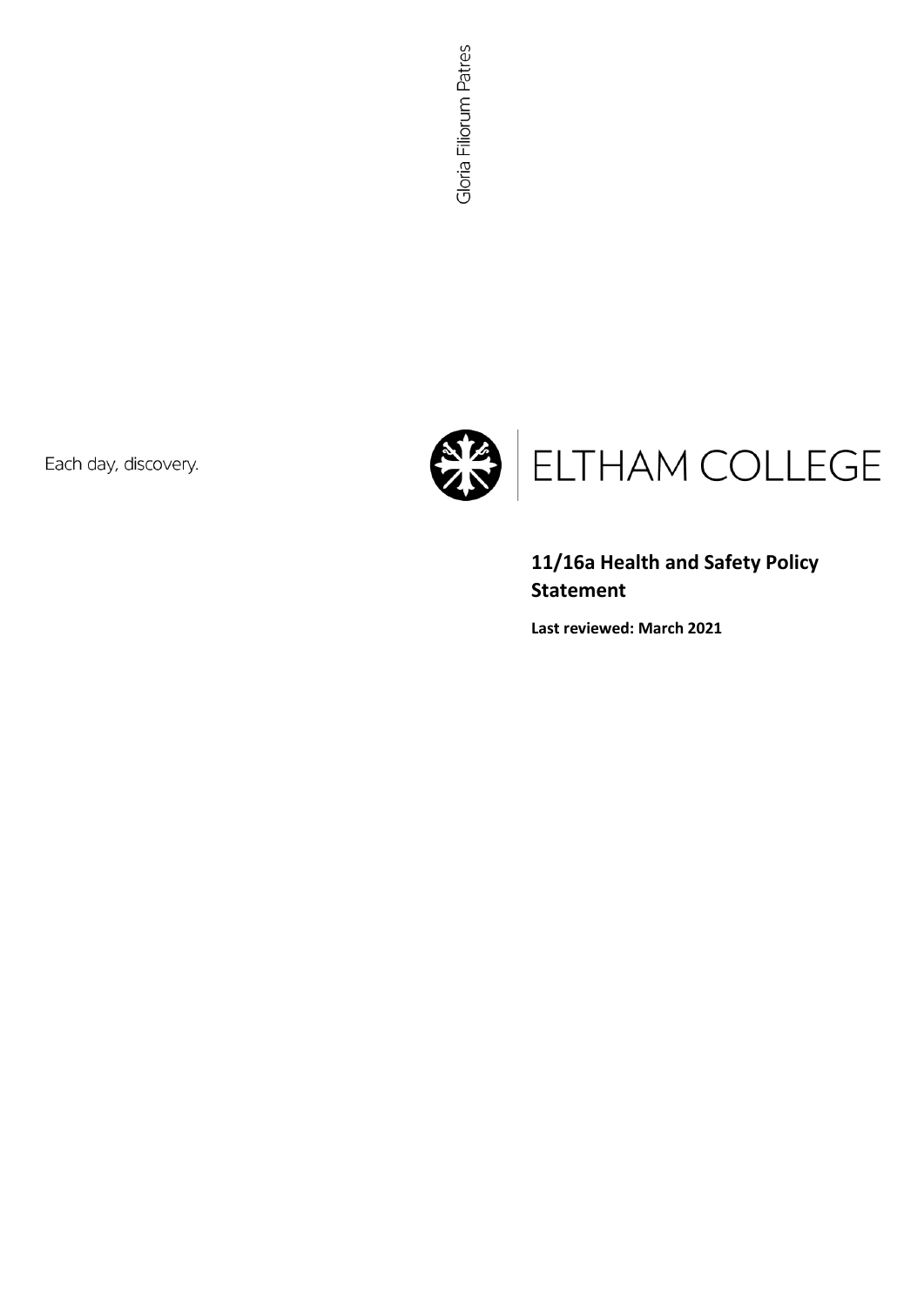Gloria Filiorum Patres

Each day, discovery.

ELTHAM COLLEGE

# 11/16a Health and Safety Policy Statement

**Last reviewed: March 2021**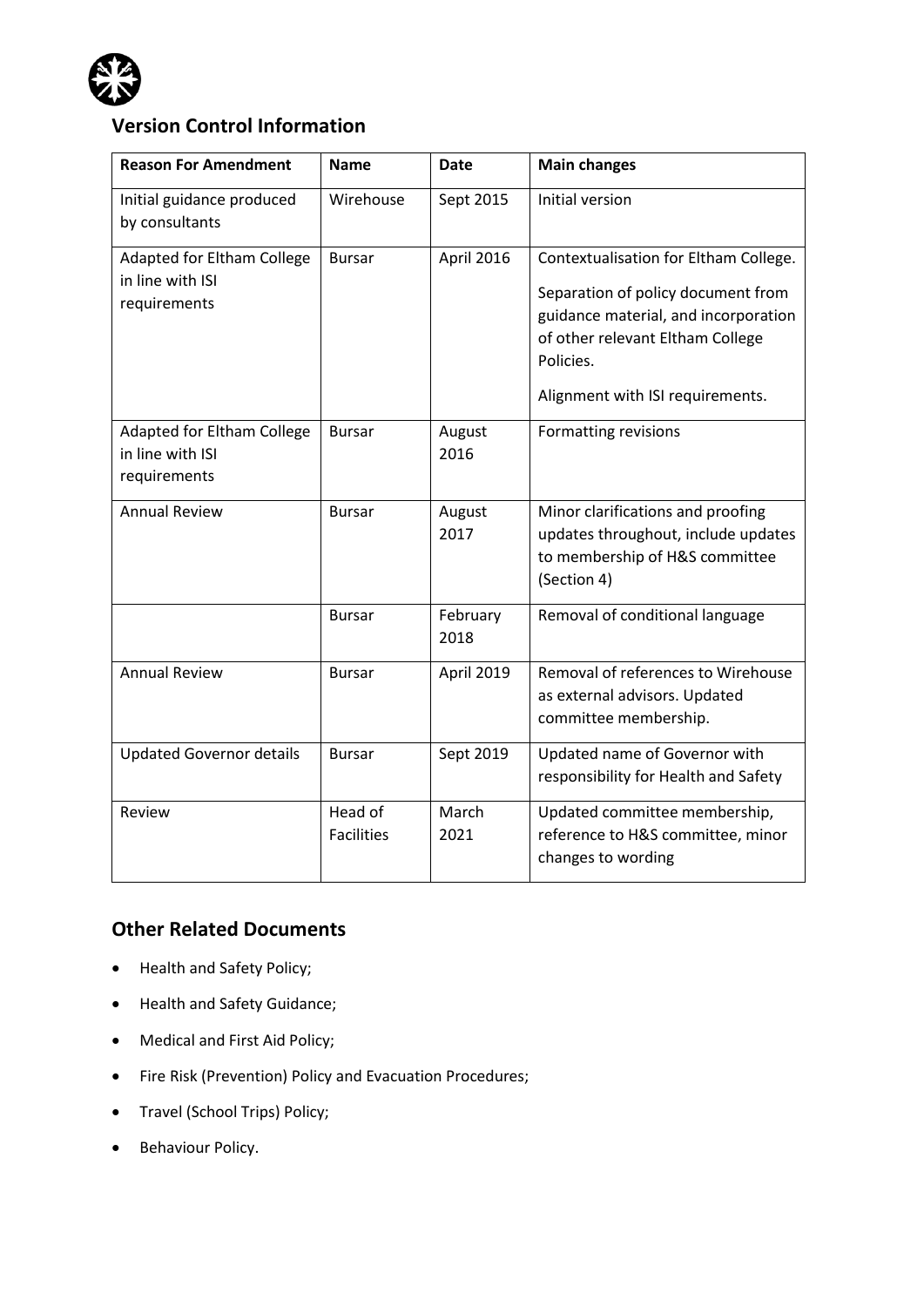## Version Control Information

| Reason For Amendment | Name | Date | Main changes |
|---|---|---|---|
| Initial guidance produced by consultants | Wirehouse | Sept 2015 | Initial version |
| Adapted for Eltham College in line with ISI requirements | Bursar | April 2016 | Contextualisation for Eltham College.<br><br>Separation of policy document from guidance material, and incorporation of other relevant Eltham College Policies.<br><br>Alignment with ISI requirements. |
| Adapted for Eltham College in line with ISI requirements | Bursar | August 2016 | Formatting revisions |
| Annual Review | Bursar | August 2017 | Minor clarifications and proofing updates throughout, include updates to membership of H&S committee (Section 4) |
| | Bursar | February 2018 | Removal of conditional language |
| Annual Review | Bursar | April 2019 | Removal of references to Wirehouse as external advisors. Updated committee membership. |
| Updated Governor details | Bursar | Sept 2019 | Updated name of Governor with responsibility for Health and Safety |
| Review | Head of Facilities | March 2021 | Updated committee membership, reference to H&S committee, minor changes to wording |

## Other Related Documents

- Health and Safety Policy;
- Health and Safety Guidance;
- Medical and First Aid Policy;
- Fire Risk (Prevention) Policy and Evacuation Procedures;
- Travel (School Trips) Policy;
- Behaviour Policy.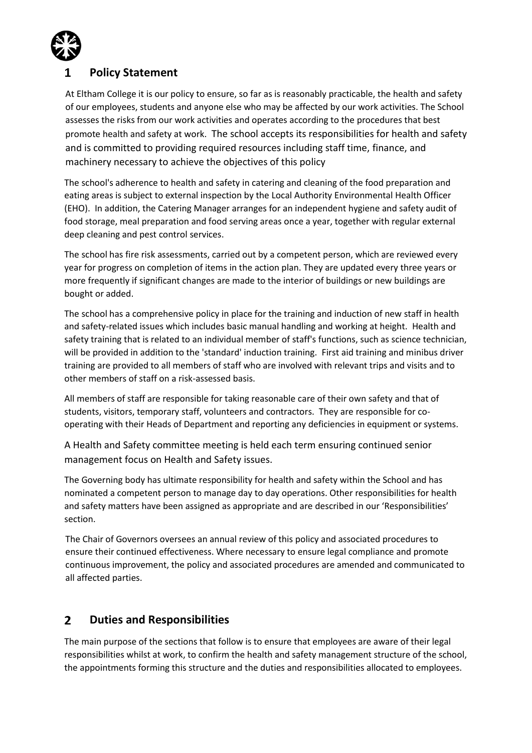## 1 Policy Statement

At Eltham College it is our policy to ensure, so far as is reasonably practicable, the health and safety of our employees, students and anyone else who may be affected by our work activities. The School assesses the risks from our work activities and operates according to the procedures that best promote health and safety at work. The school accepts its responsibilities for health and safety and is committed to providing required resources including staff time, finance, and machinery necessary to achieve the objectives of this policy

The school's adherence to health and safety in catering and cleaning of the food preparation and eating areas is subject to external inspection by the Local Authority Environmental Health Officer (EHO). In addition, the Catering Manager arranges for an independent hygiene and safety audit of food storage, meal preparation and food serving areas once a year, together with regular external deep cleaning and pest control services.

The school has fire risk assessments, carried out by a competent person, which are reviewed every year for progress on completion of items in the action plan. They are updated every three years or more frequently if significant changes are made to the interior of buildings or new buildings are bought or added.

The school has a comprehensive policy in place for the training and induction of new staff in health and safety-related issues which includes basic manual handling and working at height. Health and safety training that is related to an individual member of staff's functions, such as science technician, will be provided in addition to the 'standard' induction training. First aid training and minibus driver training are provided to all members of staff who are involved with relevant trips and visits and to other members of staff on a risk-assessed basis.

All members of staff are responsible for taking reasonable care of their own safety and that of students, visitors, temporary staff, volunteers and contractors. They are responsible for co-operating with their Heads of Department and reporting any deficiencies in equipment or systems.

A Health and Safety committee meeting is held each term ensuring continued senior management focus on Health and Safety issues.

The Governing body has ultimate responsibility for health and safety within the School and has nominated a competent person to manage day to day operations. Other responsibilities for health and safety matters have been assigned as appropriate and are described in our 'Responsibilities' section.

The Chair of Governors oversees an annual review of this policy and associated procedures to ensure their continued effectiveness. Where necessary to ensure legal compliance and promote continuous improvement, the policy and associated procedures are amended and communicated to all affected parties.

## 2 Duties and Responsibilities

The main purpose of the sections that follow is to ensure that employees are aware of their legal responsibilities whilst at work, to confirm the health and safety management structure of the school, the appointments forming this structure and the duties and responsibilities allocated to employees.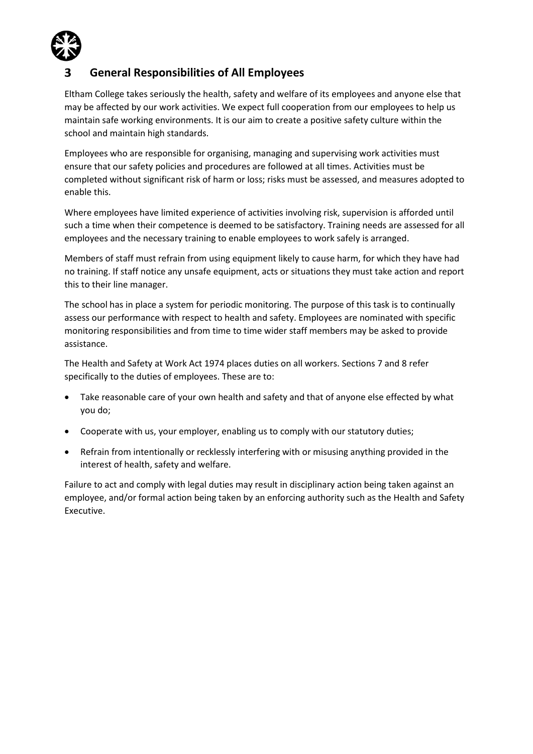## 3 General Responsibilities of All Employees

Eltham College takes seriously the health, safety and welfare of its employees and anyone else that may be affected by our work activities. We expect full cooperation from our employees to help us maintain safe working environments. It is our aim to create a positive safety culture within the school and maintain high standards.

Employees who are responsible for organising, managing and supervising work activities must ensure that our safety policies and procedures are followed at all times. Activities must be completed without significant risk of harm or loss; risks must be assessed, and measures adopted to enable this.

Where employees have limited experience of activities involving risk, supervision is afforded until such a time when their competence is deemed to be satisfactory. Training needs are assessed for all employees and the necessary training to enable employees to work safely is arranged.

Members of staff must refrain from using equipment likely to cause harm, for which they have had no training. If staff notice any unsafe equipment, acts or situations they must take action and report this to their line manager.

The school has in place a system for periodic monitoring. The purpose of this task is to continually assess our performance with respect to health and safety. Employees are nominated with specific monitoring responsibilities and from time to time wider staff members may be asked to provide assistance.

The Health and Safety at Work Act 1974 places duties on all workers. Sections 7 and 8 refer specifically to the duties of employees. These are to:

- Take reasonable care of your own health and safety and that of anyone else effected by what you do;
- Cooperate with us, your employer, enabling us to comply with our statutory duties;
- Refrain from intentionally or recklessly interfering with or misusing anything provided in the interest of health, safety and welfare.

Failure to act and comply with legal duties may result in disciplinary action being taken against an employee, and/or formal action being taken by an enforcing authority such as the Health and Safety Executive.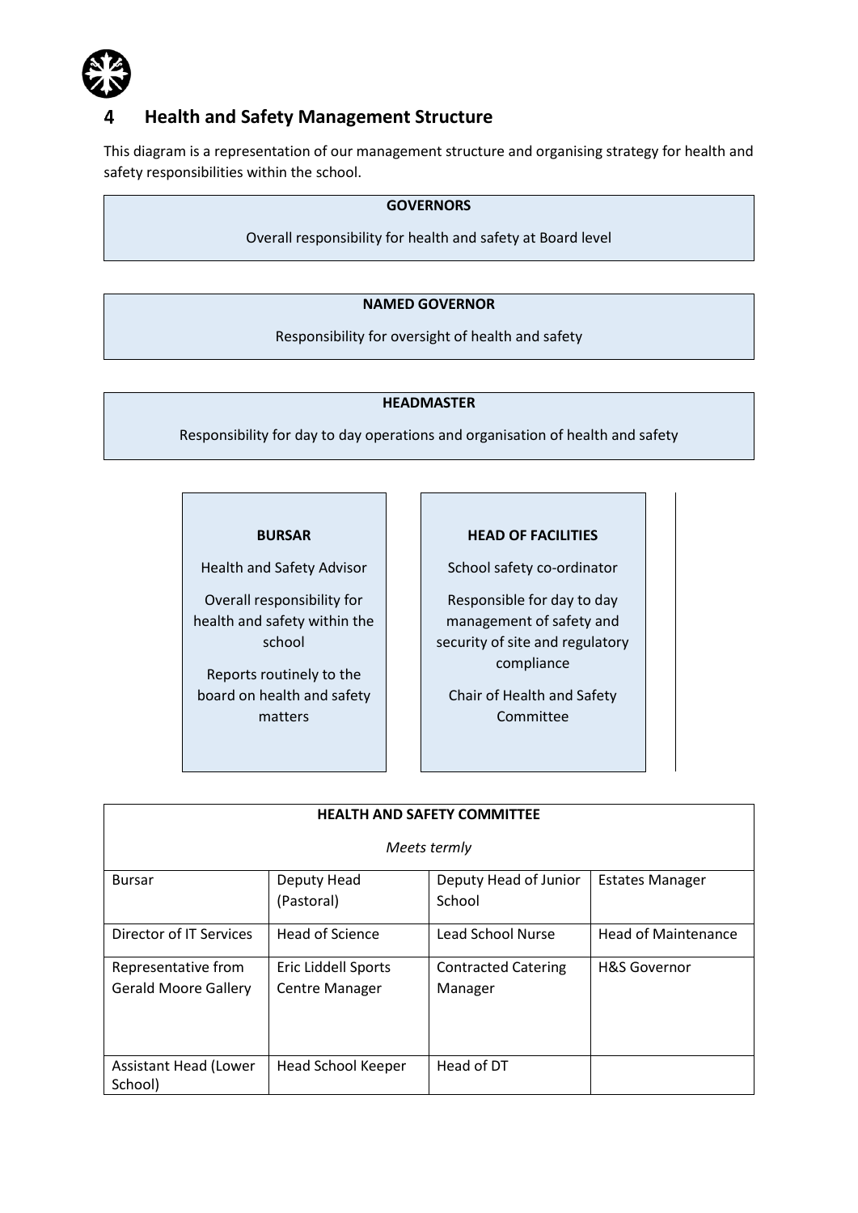## 4 Health and Safety Management Structure

This diagram is a representation of our management structure and organising strategy for health and safety responsibilities within the school.

**GOVERNORS**

Overall responsibility for health and safety at Board level

**NAMED GOVERNOR**

Responsibility for oversight of health and safety

**HEADMASTER**

Responsibility for day to day operations and organisation of health and safety

**BURSAR**

Health and Safety Advisor

Overall responsibility for health and safety within the school

Reports routinely to the board on health and safety matters

**HEAD OF FACILITIES**

School safety co-ordinator

Responsible for day to day management of safety and security of site and regulatory compliance

Chair of Health and Safety Committee

| **HEALTH AND SAFETY COMMITTEE**<br>*Meets termly* | | | |
|---|---|---|---|
| Bursar | Deputy Head (Pastoral) | Deputy Head of Junior School | Estates Manager |
| Director of IT Services | Head of Science | Lead School Nurse | Head of Maintenance |
| Representative from Gerald Moore Gallery | Eric Liddell Sports Centre Manager | Contracted Catering Manager | H&S Governor |
| Assistant Head (Lower School) | Head School Keeper | Head of DT | |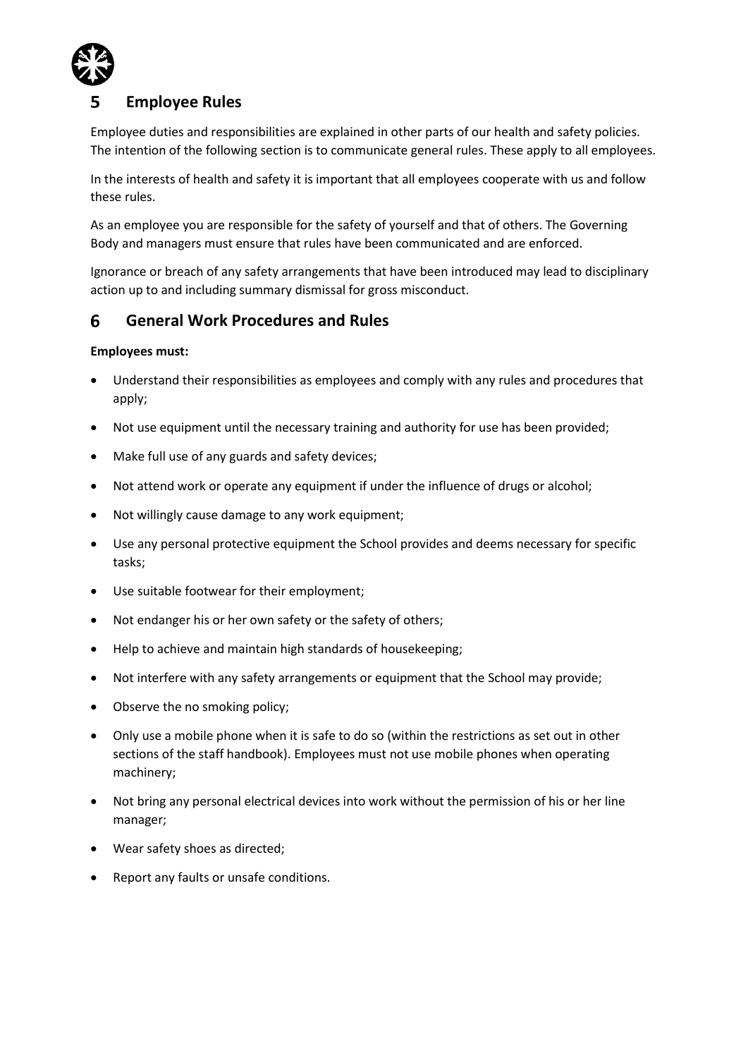## 5 Employee Rules

Employee duties and responsibilities are explained in other parts of our health and safety policies. The intention of the following section is to communicate general rules. These apply to all employees.

In the interests of health and safety it is important that all employees cooperate with us and follow these rules.

As an employee you are responsible for the safety of yourself and that of others. The Governing Body and managers must ensure that rules have been communicated and are enforced.

Ignorance or breach of any safety arrangements that have been introduced may lead to disciplinary action up to and including summary dismissal for gross misconduct.

## 6 General Work Procedures and Rules

**Employees must:**

- Understand their responsibilities as employees and comply with any rules and procedures that apply;
- Not use equipment until the necessary training and authority for use has been provided;
- Make full use of any guards and safety devices;
- Not attend work or operate any equipment if under the influence of drugs or alcohol;
- Not willingly cause damage to any work equipment;
- Use any personal protective equipment the School provides and deems necessary for specific tasks;
- Use suitable footwear for their employment;
- Not endanger his or her own safety or the safety of others;
- Help to achieve and maintain high standards of housekeeping;
- Not interfere with any safety arrangements or equipment that the School may provide;
- Observe the no smoking policy;
- Only use a mobile phone when it is safe to do so (within the restrictions as set out in other sections of the staff handbook). Employees must not use mobile phones when operating machinery;
- Not bring any personal electrical devices into work without the permission of his or her line manager;
- Wear safety shoes as directed;
- Report any faults or unsafe conditions.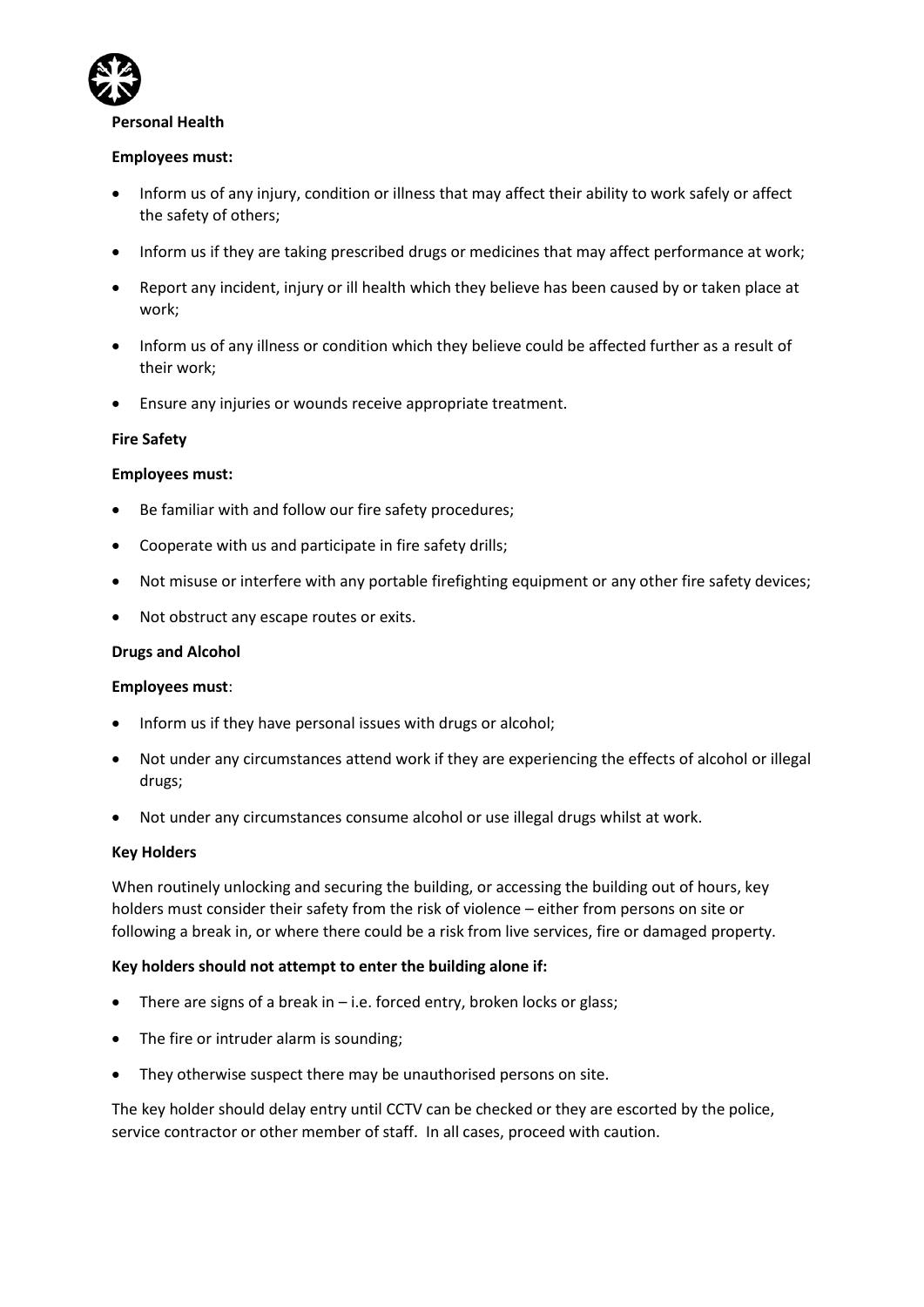**Personal Health**

**Employees must:**

- Inform us of any injury, condition or illness that may affect their ability to work safely or affect the safety of others;
- Inform us if they are taking prescribed drugs or medicines that may affect performance at work;
- Report any incident, injury or ill health which they believe has been caused by or taken place at work;
- Inform us of any illness or condition which they believe could be affected further as a result of their work;
- Ensure any injuries or wounds receive appropriate treatment.

**Fire Safety**

**Employees must:**

- Be familiar with and follow our fire safety procedures;
- Cooperate with us and participate in fire safety drills;
- Not misuse or interfere with any portable firefighting equipment or any other fire safety devices;
- Not obstruct any escape routes or exits.

**Drugs and Alcohol**

**Employees must**:

- Inform us if they have personal issues with drugs or alcohol;
- Not under any circumstances attend work if they are experiencing the effects of alcohol or illegal drugs;
- Not under any circumstances consume alcohol or use illegal drugs whilst at work.

**Key Holders**

When routinely unlocking and securing the building, or accessing the building out of hours, key holders must consider their safety from the risk of violence – either from persons on site or following a break in, or where there could be a risk from live services, fire or damaged property.

**Key holders should not attempt to enter the building alone if:**

- There are signs of a break in – i.e. forced entry, broken locks or glass;
- The fire or intruder alarm is sounding;
- They otherwise suspect there may be unauthorised persons on site.

The key holder should delay entry until CCTV can be checked or they are escorted by the police, service contractor or other member of staff. In all cases, proceed with caution.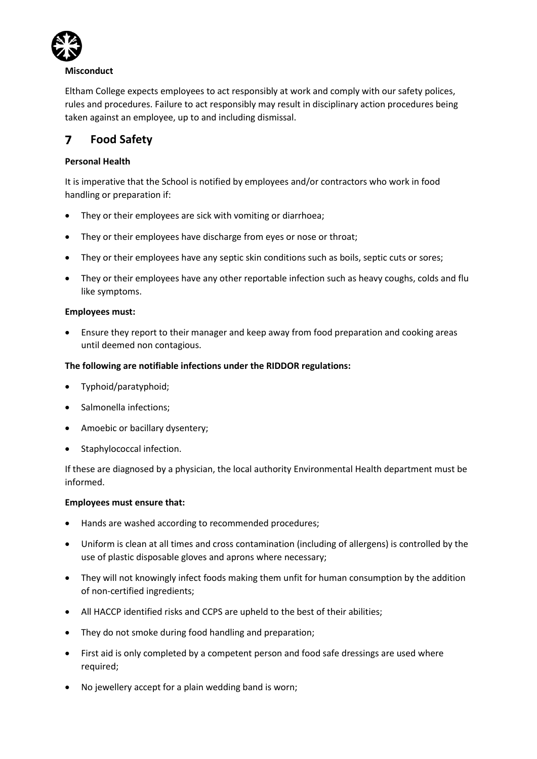**Misconduct**

Eltham College expects employees to act responsibly at work and comply with our safety polices, rules and procedures. Failure to act responsibly may result in disciplinary action procedures being taken against an employee, up to and including dismissal.

## 7 Food Safety

**Personal Health**

It is imperative that the School is notified by employees and/or contractors who work in food handling or preparation if:

- They or their employees are sick with vomiting or diarrhoea;
- They or their employees have discharge from eyes or nose or throat;
- They or their employees have any septic skin conditions such as boils, septic cuts or sores;
- They or their employees have any other reportable infection such as heavy coughs, colds and flu like symptoms.

**Employees must:**

- Ensure they report to their manager and keep away from food preparation and cooking areas until deemed non contagious.

**The following are notifiable infections under the RIDDOR regulations:**

- Typhoid/paratyphoid;
- Salmonella infections;
- Amoebic or bacillary dysentery;
- Staphylococcal infection.

If these are diagnosed by a physician, the local authority Environmental Health department must be informed.

**Employees must ensure that:**

- Hands are washed according to recommended procedures;
- Uniform is clean at all times and cross contamination (including of allergens) is controlled by the use of plastic disposable gloves and aprons where necessary;
- They will not knowingly infect foods making them unfit for human consumption by the addition of non-certified ingredients;
- All HACCP identified risks and CCPS are upheld to the best of their abilities;
- They do not smoke during food handling and preparation;
- First aid is only completed by a competent person and food safe dressings are used where required;
- No jewellery accept for a plain wedding band is worn;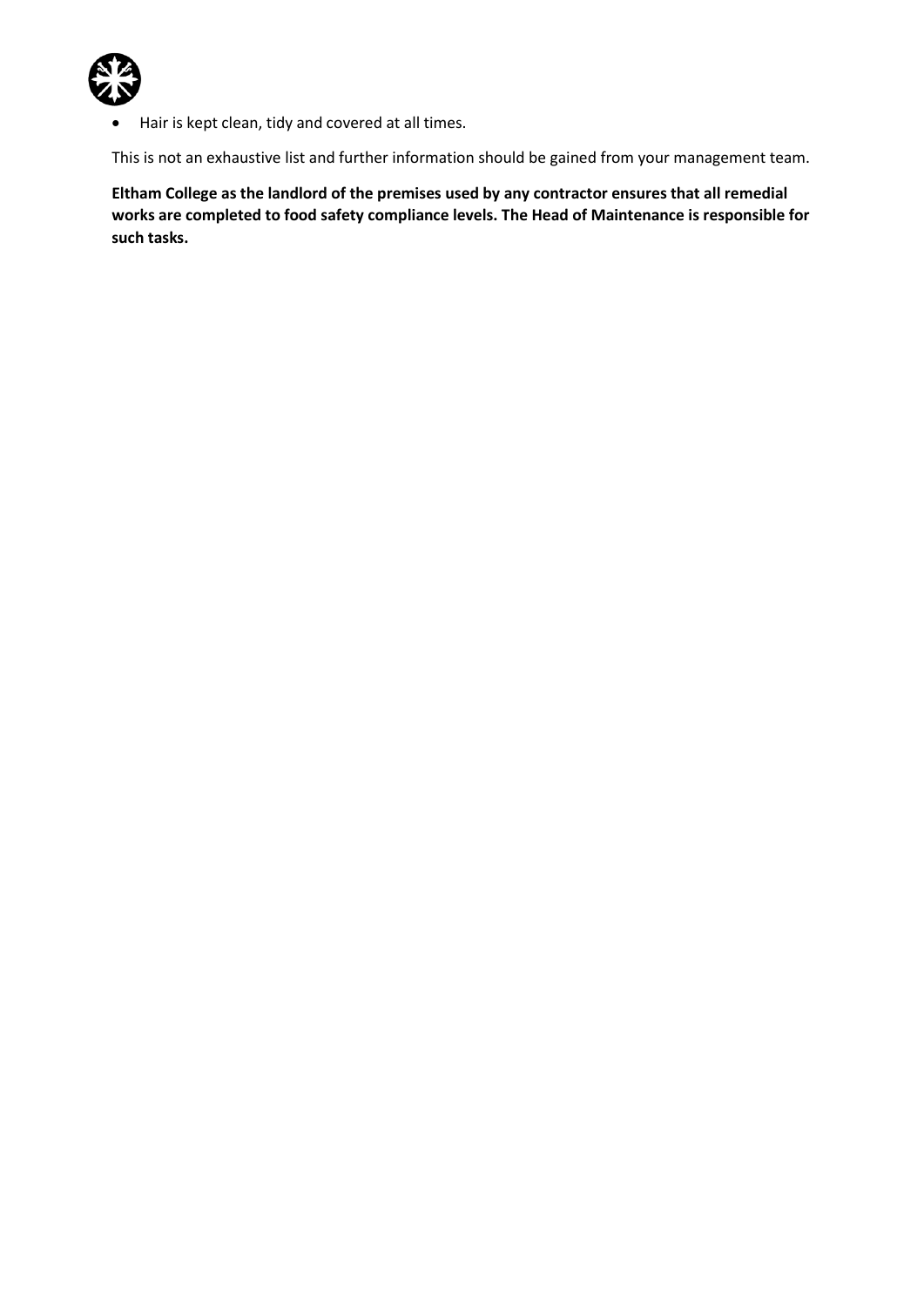- Hair is kept clean, tidy and covered at all times.

This is not an exhaustive list and further information should be gained from your management team.

**Eltham College as the landlord of the premises used by any contractor ensures that all remedial works are completed to food safety compliance levels. The Head of Maintenance is responsible for such tasks.**